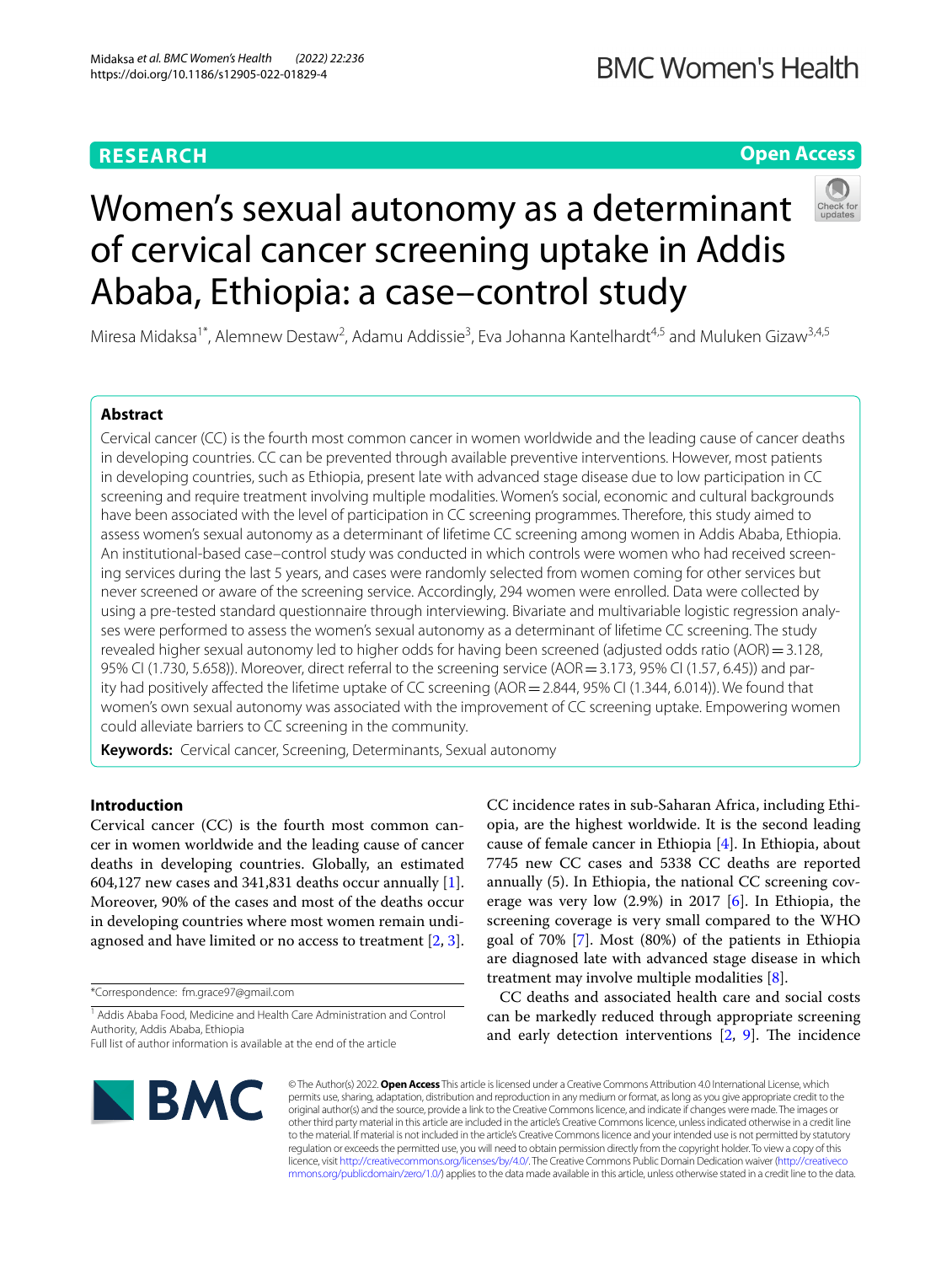**RESEARCH**

**Open Access**

# Women's sexual autonomy as a determinant of cervical cancer screening uptake in Addis Ababa, Ethiopia: a case–control study

Miresa Midaksa[1*], Alemnew Destaw[2], Adamu Addissie[3], Eva Johanna Kantelhardt[4,5] and Muluken Gizaw[3,4,5]

## Abstract

Cervical cancer (CC) is the fourth most common cancer in women worldwide and the leading cause of cancer deaths in developing countries. CC can be prevented through available preventive interventions. However, most patients in developing countries, such as Ethiopia, present late with advanced stage disease due to low participation in CC screening and require treatment involving multiple modalities. Women's social, economic and cultural backgrounds have been associated with the level of participation in CC screening programmes. Therefore, this study aimed to assess women's sexual autonomy as a determinant of lifetime CC screening among women in Addis Ababa, Ethiopia. An institutional-based case–control study was conducted in which controls were women who had received screening services during the last 5 years, and cases were randomly selected from women coming for other services but never screened or aware of the screening service. Accordingly, 294 women were enrolled. Data were collected by using a pre-tested standard questionnaire through interviewing. Bivariate and multivariable logistic regression analyses were performed to assess the women's sexual autonomy as a determinant of lifetime CC screening. The study revealed higher sexual autonomy led to higher odds for having been screened (adjusted odds ratio (AOR) = 3.128, 95% CI (1.730, 5.658)). Moreover, direct referral to the screening service (AOR = 3.173, 95% CI (1.57, 6.45)) and parity had positively affected the lifetime uptake of CC screening (AOR = 2.844, 95% CI (1.344, 6.014)). We found that women's own sexual autonomy was associated with the improvement of CC screening uptake. Empowering women could alleviate barriers to CC screening in the community.

**Keywords:** Cervical cancer, Screening, Determinants, Sexual autonomy

## Introduction

Cervical cancer (CC) is the fourth most common cancer in women worldwide and the leading cause of cancer deaths in developing countries. Globally, an estimated 604,127 new cases and 341,831 deaths occur annually [1]. Moreover, 90% of the cases and most of the deaths occur in developing countries where most women remain undiagnosed and have limited or no access to treatment [2, 3].

CC incidence rates in sub-Saharan Africa, including Ethiopia, are the highest worldwide. It is the second leading cause of female cancer in Ethiopia [4]. In Ethiopia, about 7745 new CC cases and 5338 CC deaths are reported annually (5). In Ethiopia, the national CC screening coverage was very low (2.9%) in 2017 [6]. In Ethiopia, the screening coverage is very small compared to the WHO goal of 70% [7]. Most (80%) of the patients in Ethiopia are diagnosed late with advanced stage disease in which treatment may involve multiple modalities [8].

CC deaths and associated health care and social costs can be markedly reduced through appropriate screening and early detection interventions [2, 9]. The incidence

*Correspondence: fm.grace97@gmail.com

[1] Addis Ababa Food, Medicine and Health Care Administration and Control Authority, Addis Ababa, Ethiopia

Full list of author information is available at the end of the article

© The Author(s) 2022. **Open Access** This article is licensed under a Creative Commons Attribution 4.0 International License, which permits use, sharing, adaptation, distribution and reproduction in any medium or format, as long as you give appropriate credit to the original author(s) and the source, provide a link to the Creative Commons licence, and indicate if changes were made. The images or other third party material in this article are included in the article's Creative Commons licence, unless indicated otherwise in a credit line to the material. If material is not included in the article's Creative Commons licence and your intended use is not permitted by statutory regulation or exceeds the permitted use, you will need to obtain permission directly from the copyright holder. To view a copy of this licence, visit http://creativecommons.org/licenses/by/4.0/. The Creative Commons Public Domain Dedication waiver (http://creativecommons.org/publicdomain/zero/1.0/) applies to the data made available in this article, unless otherwise stated in a credit line to the data.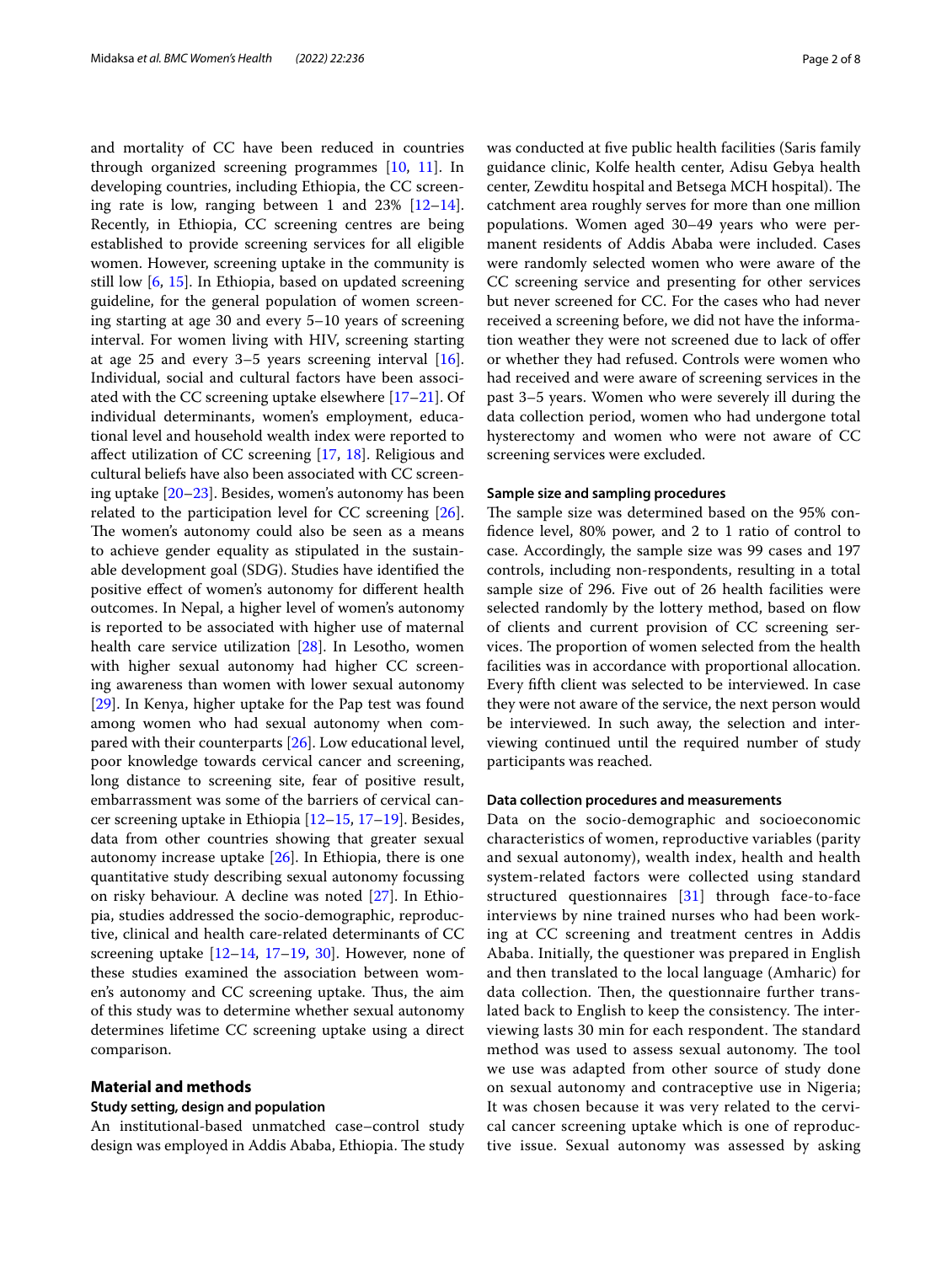and mortality of CC have been reduced in countries through organized screening programmes [10, 11]. In developing countries, including Ethiopia, the CC screening rate is low, ranging between 1 and 23% [12–14]. Recently, in Ethiopia, CC screening centres are being established to provide screening services for all eligible women. However, screening uptake in the community is still low [6, 15]. In Ethiopia, based on updated screening guideline, for the general population of women screening starting at age 30 and every 5–10 years of screening interval. For women living with HIV, screening starting at age 25 and every 3–5 years screening interval [16]. Individual, social and cultural factors have been associated with the CC screening uptake elsewhere [17–21]. Of individual determinants, women's employment, educational level and household wealth index were reported to affect utilization of CC screening [17, 18]. Religious and cultural beliefs have also been associated with CC screening uptake [20–23]. Besides, women's autonomy has been related to the participation level for CC screening [26]. The women's autonomy could also be seen as a means to achieve gender equality as stipulated in the sustainable development goal (SDG). Studies have identified the positive effect of women's autonomy for different health outcomes. In Nepal, a higher level of women's autonomy is reported to be associated with higher use of maternal health care service utilization [28]. In Lesotho, women with higher sexual autonomy had higher CC screening awareness than women with lower sexual autonomy [29]. In Kenya, higher uptake for the Pap test was found among women who had sexual autonomy when compared with their counterparts [26]. Low educational level, poor knowledge towards cervical cancer and screening, long distance to screening site, fear of positive result, embarrassment was some of the barriers of cervical cancer screening uptake in Ethiopia [12–15, 17–19]. Besides, data from other countries showing that greater sexual autonomy increase uptake [26]. In Ethiopia, there is one quantitative study describing sexual autonomy focussing on risky behaviour. A decline was noted [27]. In Ethiopia, studies addressed the socio-demographic, reproductive, clinical and health care-related determinants of CC screening uptake [12–14, 17–19, 30]. However, none of these studies examined the association between women's autonomy and CC screening uptake. Thus, the aim of this study was to determine whether sexual autonomy determines lifetime CC screening uptake using a direct comparison.

## Material and methods

### Study setting, design and population

An institutional-based unmatched case–control study design was employed in Addis Ababa, Ethiopia. The study was conducted at five public health facilities (Saris family guidance clinic, Kolfe health center, Adisu Gebya health center, Zewditu hospital and Betsega MCH hospital). The catchment area roughly serves for more than one million populations. Women aged 30–49 years who were permanent residents of Addis Ababa were included. Cases were randomly selected women who were aware of the CC screening service and presenting for other services but never screened for CC. For the cases who had never received a screening before, we did not have the information weather they were not screened due to lack of offer or whether they had refused. Controls were women who had received and were aware of screening services in the past 3–5 years. Women who were severely ill during the data collection period, women who had undergone total hysterectomy and women who were not aware of CC screening services were excluded.

### Sample size and sampling procedures

The sample size was determined based on the 95% confidence level, 80% power, and 2 to 1 ratio of control to case. Accordingly, the sample size was 99 cases and 197 controls, including non-respondents, resulting in a total sample size of 296. Five out of 26 health facilities were selected randomly by the lottery method, based on flow of clients and current provision of CC screening services. The proportion of women selected from the health facilities was in accordance with proportional allocation. Every fifth client was selected to be interviewed. In case they were not aware of the service, the next person would be interviewed. In such away, the selection and interviewing continued until the required number of study participants was reached.

### Data collection procedures and measurements

Data on the socio-demographic and socioeconomic characteristics of women, reproductive variables (parity and sexual autonomy), wealth index, health and health system-related factors were collected using standard structured questionnaires [31] through face-to-face interviews by nine trained nurses who had been working at CC screening and treatment centres in Addis Ababa. Initially, the questioner was prepared in English and then translated to the local language (Amharic) for data collection. Then, the questionnaire further translated back to English to keep the consistency. The interviewing lasts 30 min for each respondent. The standard method was used to assess sexual autonomy. The tool we use was adapted from other source of study done on sexual autonomy and contraceptive use in Nigeria; It was chosen because it was very related to the cervical cancer screening uptake which is one of reproductive issue. Sexual autonomy was assessed by asking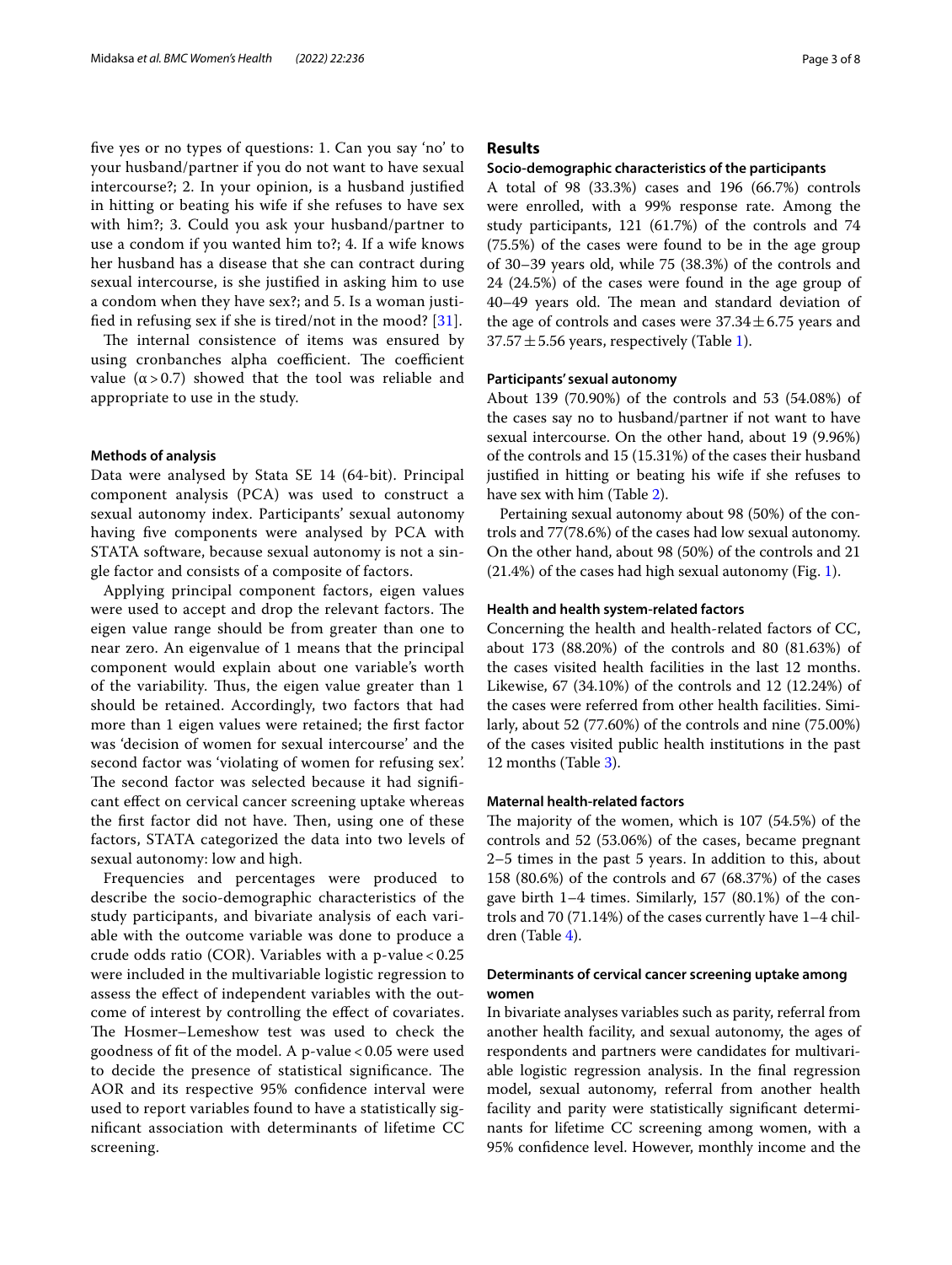five yes or no types of questions: 1. Can you say 'no' to your husband/partner if you do not want to have sexual intercourse?; 2. In your opinion, is a husband justified in hitting or beating his wife if she refuses to have sex with him?; 3. Could you ask your husband/partner to use a condom if you wanted him to?; 4. If a wife knows her husband has a disease that she can contract during sexual intercourse, is she justified in asking him to use a condom when they have sex?; and 5. Is a woman justified in refusing sex if she is tired/not in the mood? [31].

The internal consistence of items was ensured by using cronbanches alpha coefficient. The coefficient value ($\alpha > 0.7$) showed that the tool was reliable and appropriate to use in the study.

### Methods of analysis

Data were analysed by Stata SE 14 (64-bit). Principal component analysis (PCA) was used to construct a sexual autonomy index. Participants' sexual autonomy having five components were analysed by PCA with STATA software, because sexual autonomy is not a single factor and consists of a composite of factors.

Applying principal component factors, eigen values were used to accept and drop the relevant factors. The eigen value range should be from greater than one to near zero. An eigenvalue of 1 means that the principal component would explain about one variable's worth of the variability. Thus, the eigen value greater than 1 should be retained. Accordingly, two factors that had more than 1 eigen values were retained; the first factor was 'decision of women for sexual intercourse' and the second factor was 'violating of women for refusing sex'. The second factor was selected because it had significant effect on cervical cancer screening uptake whereas the first factor did not have. Then, using one of these factors, STATA categorized the data into two levels of sexual autonomy: low and high.

Frequencies and percentages were produced to describe the socio-demographic characteristics of the study participants, and bivariate analysis of each variable with the outcome variable was done to produce a crude odds ratio (COR). Variables with a p-value < 0.25 were included in the multivariable logistic regression to assess the effect of independent variables with the outcome of interest by controlling the effect of covariates. The Hosmer–Lemeshow test was used to check the goodness of fit of the model. A p-value < 0.05 were used to decide the presence of statistical significance. The AOR and its respective 95% confidence interval were used to report variables found to have a statistically significant association with determinants of lifetime CC screening.

## Results

### Socio-demographic characteristics of the participants

A total of 98 (33.3%) cases and 196 (66.7%) controls were enrolled, with a 99% response rate. Among the study participants, 121 (61.7%) of the controls and 74 (75.5%) of the cases were found to be in the age group of 30–39 years old, while 75 (38.3%) of the controls and 24 (24.5%) of the cases were found in the age group of 40–49 years old. The mean and standard deviation of the age of controls and cases were $37.34 \pm 6.75$ years and $37.57 \pm 5.56$ years, respectively (Table 1).

### Participants' sexual autonomy

About 139 (70.90%) of the controls and 53 (54.08%) of the cases say no to husband/partner if not want to have sexual intercourse. On the other hand, about 19 (9.96%) of the controls and 15 (15.31%) of the cases their husband justified in hitting or beating his wife if she refuses to have sex with him (Table 2).

Pertaining sexual autonomy about 98 (50%) of the controls and 77(78.6%) of the cases had low sexual autonomy. On the other hand, about 98 (50%) of the controls and 21 (21.4%) of the cases had high sexual autonomy (Fig. 1).

### Health and health system-related factors

Concerning the health and health-related factors of CC, about 173 (88.20%) of the controls and 80 (81.63%) of the cases visited health facilities in the last 12 months. Likewise, 67 (34.10%) of the controls and 12 (12.24%) of the cases were referred from other health facilities. Similarly, about 52 (77.60%) of the controls and nine (75.00%) of the cases visited public health institutions in the past 12 months (Table 3).

### Maternal health-related factors

The majority of the women, which is 107 (54.5%) of the controls and 52 (53.06%) of the cases, became pregnant 2–5 times in the past 5 years. In addition to this, about 158 (80.6%) of the controls and 67 (68.37%) of the cases gave birth 1–4 times. Similarly, 157 (80.1%) of the controls and 70 (71.14%) of the cases currently have 1–4 children (Table 4).

### Determinants of cervical cancer screening uptake among women

In bivariate analyses variables such as parity, referral from another health facility, and sexual autonomy, the ages of respondents and partners were candidates for multivariable logistic regression analysis. In the final regression model, sexual autonomy, referral from another health facility and parity were statistically significant determinants for lifetime CC screening among women, with a 95% confidence level. However, monthly income and the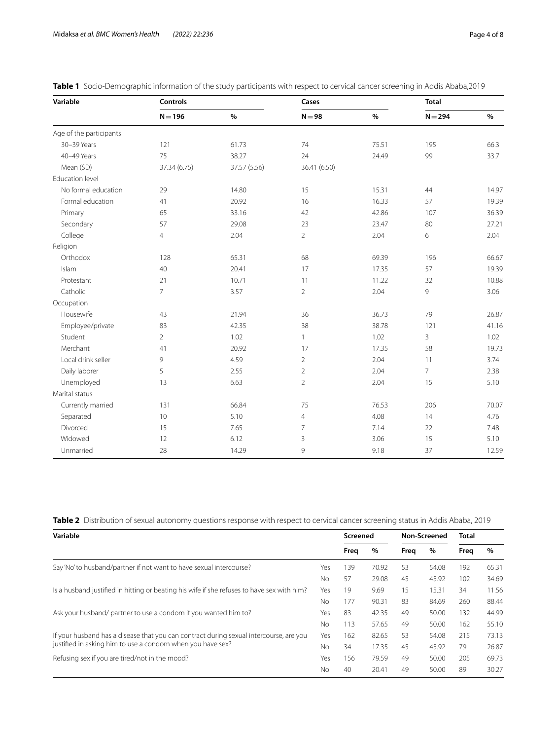**Table 1** Socio-Demographic information of the study participants with respect to cervical cancer screening in Addis Ababa,2019

| Variable | Controls | | Cases | | Total | |
|---|---|---|---|---|---|---|
| | N = 196 | % | N = 98 | % | N = 294 | % |
| Age of the participants | | | | | | |
| 30–39 Years | 121 | 61.73 | 74 | 75.51 | 195 | 66.3 |
| 40–49 Years | 75 | 38.27 | 24 | 24.49 | 99 | 33.7 |
| Mean (SD) | 37.34 (6.75) | 37.57 (5.56) | 36.41 (6.50) | | | |
| Education level | | | | | | |
| No formal education | 29 | 14.80 | 15 | 15.31 | 44 | 14.97 |
| Formal education | 41 | 20.92 | 16 | 16.33 | 57 | 19.39 |
| Primary | 65 | 33.16 | 42 | 42.86 | 107 | 36.39 |
| Secondary | 57 | 29.08 | 23 | 23.47 | 80 | 27.21 |
| College | 4 | 2.04 | 2 | 2.04 | 6 | 2.04 |
| Religion | | | | | | |
| Orthodox | 128 | 65.31 | 68 | 69.39 | 196 | 66.67 |
| Islam | 40 | 20.41 | 17 | 17.35 | 57 | 19.39 |
| Protestant | 21 | 10.71 | 11 | 11.22 | 32 | 10.88 |
| Catholic | 7 | 3.57 | 2 | 2.04 | 9 | 3.06 |
| Occupation | | | | | | |
| Housewife | 43 | 21.94 | 36 | 36.73 | 79 | 26.87 |
| Employee/private | 83 | 42.35 | 38 | 38.78 | 121 | 41.16 |
| Student | 2 | 1.02 | 1 | 1.02 | 3 | 1.02 |
| Merchant | 41 | 20.92 | 17 | 17.35 | 58 | 19.73 |
| Local drink seller | 9 | 4.59 | 2 | 2.04 | 11 | 3.74 |
| Daily laborer | 5 | 2.55 | 2 | 2.04 | 7 | 2.38 |
| Unemployed | 13 | 6.63 | 2 | 2.04 | 15 | 5.10 |
| Marital status | | | | | | |
| Currently married | 131 | 66.84 | 75 | 76.53 | 206 | 70.07 |
| Separated | 10 | 5.10 | 4 | 4.08 | 14 | 4.76 |
| Divorced | 15 | 7.65 | 7 | 7.14 | 22 | 7.48 |
| Widowed | 12 | 6.12 | 3 | 3.06 | 15 | 5.10 |
| Unmarried | 28 | 14.29 | 9 | 9.18 | 37 | 12.59 |

**Table 2** Distribution of sexual autonomy questions response with respect to cervical cancer screening status in Addis Ababa, 2019

| Variable | | Screened | | Non-Screened | | Total | |
|---|---|---|---|---|---|---|---|
| | | Freq | % | Freq | % | Freq | % |
| Say 'No' to husband/partner if not want to have sexual intercourse? | Yes | 139 | 70.92 | 53 | 54.08 | 192 | 65.31 |
| | No | 57 | 29.08 | 45 | 45.92 | 102 | 34.69 |
| Is a husband justified in hitting or beating his wife if she refuses to have sex with him? | Yes | 19 | 9.69 | 15 | 15.31 | 34 | 11.56 |
| | No | 177 | 90.31 | 83 | 84.69 | 260 | 88.44 |
| Ask your husband/ partner to use a condom if you wanted him to? | Yes | 83 | 42.35 | 49 | 50.00 | 132 | 44.99 |
| | No | 113 | 57.65 | 49 | 50.00 | 162 | 55.10 |
| If your husband has a disease that you can contract during sexual intercourse, are you justified in asking him to use a condom when you have sex? | Yes | 162 | 82.65 | 53 | 54.08 | 215 | 73.13 |
| | No | 34 | 17.35 | 45 | 45.92 | 79 | 26.87 |
| Refusing sex if you are tired/not in the mood? | Yes | 156 | 79.59 | 49 | 50.00 | 205 | 69.73 |
| | No | 40 | 20.41 | 49 | 50.00 | 89 | 30.27 |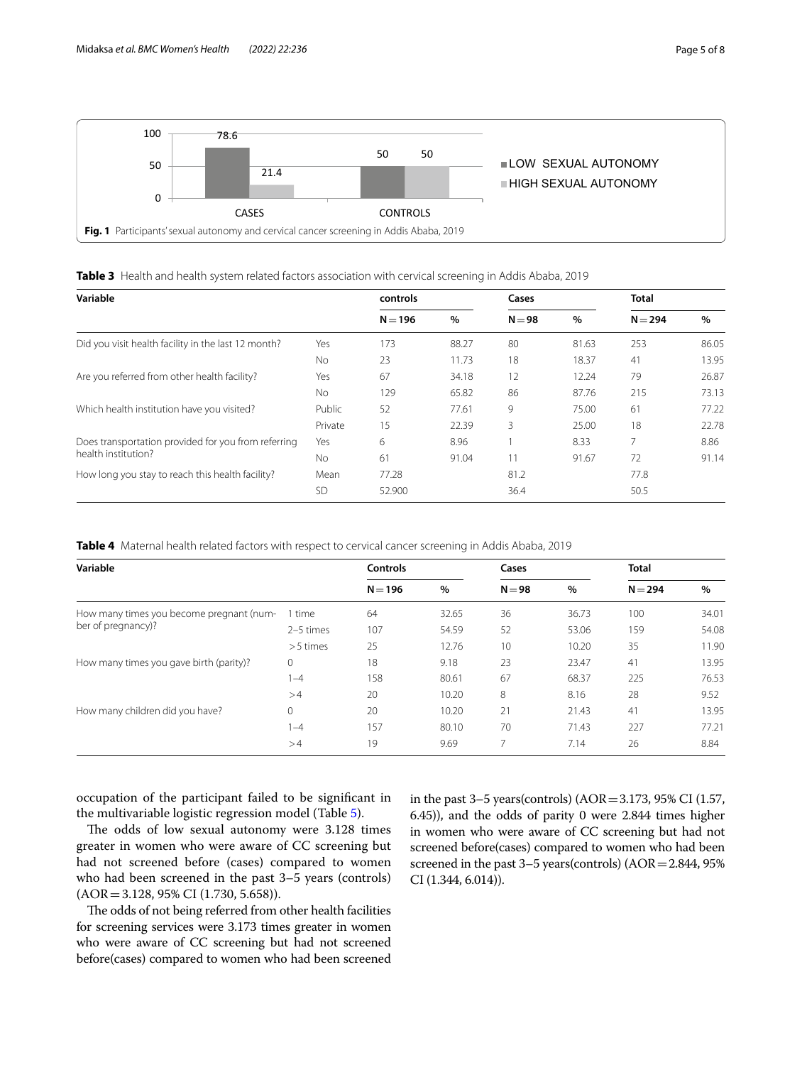Fig. 1 Participants' sexual autonomy and cervical cancer screening in Addis Ababa, 2019

**Table 3** Health and health system related factors association with cervical screening in Addis Ababa, 2019

| Variable | | controls | | Cases | | Total | |
|---|---|---|---|---|---|---|---|
| | | N = 196 | % | N = 98 | % | N = 294 | % |
| Did you visit health facility in the last 12 month? | Yes | 173 | 88.27 | 80 | 81.63 | 253 | 86.05 |
| | No | 23 | 11.73 | 18 | 18.37 | 41 | 13.95 |
| Are you referred from other health facility? | Yes | 67 | 34.18 | 12 | 12.24 | 79 | 26.87 |
| | No | 129 | 65.82 | 86 | 87.76 | 215 | 73.13 |
| Which health institution have you visited? | Public | 52 | 77.61 | 9 | 75.00 | 61 | 77.22 |
| | Private | 15 | 22.39 | 3 | 25.00 | 18 | 22.78 |
| Does transportation provided for you from referring health institution? | Yes | 6 | 8.96 | 1 | 8.33 | 7 | 8.86 |
| | No | 61 | 91.04 | 11 | 91.67 | 72 | 91.14 |
| How long you stay to reach this health facility? | Mean | 77.28 | | 81.2 | | 77.8 | |
| | SD | 52.900 | | 36.4 | | 50.5 | |

**Table 4** Maternal health related factors with respect to cervical cancer screening in Addis Ababa, 2019

| Variable | | Controls | | Cases | | Total | |
|---|---|---|---|---|---|---|---|
| | | N = 196 | % | N = 98 | % | N = 294 | % |
| How many times you become pregnant (number of pregnancy)? | 1 time | 64 | 32.65 | 36 | 36.73 | 100 | 34.01 |
| | 2–5 times | 107 | 54.59 | 52 | 53.06 | 159 | 54.08 |
| | > 5 times | 25 | 12.76 | 10 | 10.20 | 35 | 11.90 |
| How many times you gave birth (parity)? | 0 | 18 | 9.18 | 23 | 23.47 | 41 | 13.95 |
| | 1–4 | 158 | 80.61 | 67 | 68.37 | 225 | 76.53 |
| | > 4 | 20 | 10.20 | 8 | 8.16 | 28 | 9.52 |
| How many children did you have? | 0 | 20 | 10.20 | 21 | 21.43 | 41 | 13.95 |
| | 1–4 | 157 | 80.10 | 70 | 71.43 | 227 | 77.21 |
| | > 4 | 19 | 9.69 | 7 | 7.14 | 26 | 8.84 |

occupation of the participant failed to be significant in the multivariable logistic regression model (Table 5).

The odds of low sexual autonomy were 3.128 times greater in women who were aware of CC screening but had not screened before (cases) compared to women who had been screened in the past 3–5 years (controls) (AOR = 3.128, 95% CI (1.730, 5.658)).

The odds of not being referred from other health facilities for screening services were 3.173 times greater in women who were aware of CC screening but had not screened before(cases) compared to women who had been screened in the past 3–5 years(controls) (AOR = 3.173, 95% CI (1.57, 6.45)), and the odds of parity 0 were 2.844 times higher in women who were aware of CC screening but had not screened before(cases) compared to women who had been screened in the past 3–5 years(controls) (AOR = 2.844, 95% CI (1.344, 6.014)).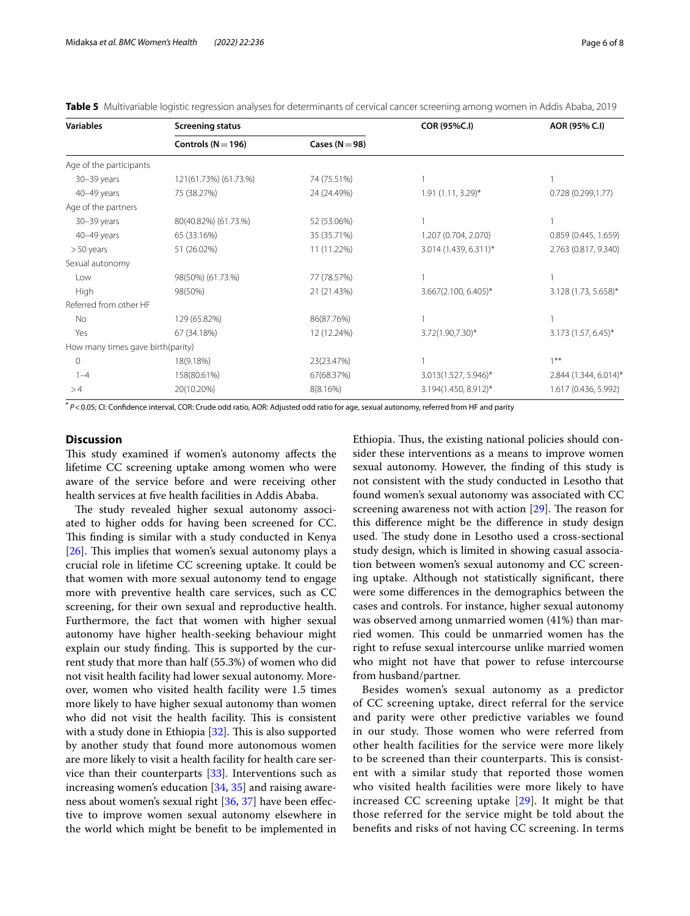**Table 5** Multivariable logistic regression analyses for determinants of cervical cancer screening among women in Addis Ababa, 2019

| Variables | Screening status | | COR (95%C.I) | AOR (95% C.I) |
|---|---|---|---|---|
| | Controls (N = 196) | Cases (N = 98) | | |
| Age of the participants | | | | |
| 30–39 years | 121(61.73%) (61.73.%) | 74 (75.51%) | 1 | 1 |
| 40–49 years | 75 (38.27%) | 24 (24.49%) | 1.91 (1.11, 3.29)* | 0.728 (0.299,1.77) |
| Age of the partners | | | | |
| 30–39 years | 80(40.82%) (61.73.%) | 52 (53.06%) | 1 | 1 |
| 40–49 years | 65 (33.16%) | 35 (35.71%) | 1.207 (0.704, 2.070) | 0.859 (0.445, 1.659) |
| > 50 years | 51 (26.02%) | 11 (11.22%) | 3.014 (1.439, 6.311)* | 2.763 (0.817, 9.340) |
| Sexual autonomy | | | | |
| Low | 98(50%) (61.73.%) | 77 (78.57%) | 1 | 1 |
| High | 98(50%) | 21 (21.43%) | 3.667(2.100, 6.405)* | 3.128 (1.73, 5.658)* |
| Referred from other HF | | | | |
| No | 129 (65.82%) | 86(87.76%) | 1 | 1 |
| Yes | 67 (34.18%) | 12 (12.24%) | 3.72(1.90,7.30)* | 3.173 (1.57, 6.45)* |
| How many times gave birth(parity) | | | | |
| 0 | 18(9.18%) | 23(23.47%) | 1 | 1** |
| 1–4 | 158(80.61%) | 67(68.37%) | 3.013(1.527, 5.946)* | 2.844 (1.344, 6.014)* |
| > 4 | 20(10.20%) | 8(8.16%) | 3.194(1.450, 8.912)* | 1.617 (0.436, 5.992) |

* $P < 0.05$; CI: Confidence interval, COR: Crude odd ratio, AOR: Adjusted odd ratio for age, sexual autonomy, referred from HF and parity

## Discussion

This study examined if women's autonomy affects the lifetime CC screening uptake among women who were aware of the service before and were receiving other health services at five health facilities in Addis Ababa.

The study revealed higher sexual autonomy associated to higher odds for having been screened for CC. This finding is similar with a study conducted in Kenya [26]. This implies that women's sexual autonomy plays a crucial role in lifetime CC screening uptake. It could be that women with more sexual autonomy tend to engage more with preventive health care services, such as CC screening, for their own sexual and reproductive health. Furthermore, the fact that women with higher sexual autonomy have higher health-seeking behaviour might explain our study finding. This is supported by the current study that more than half (55.3%) of women who did not visit health facility had lower sexual autonomy. Moreover, women who visited health facility were 1.5 times more likely to have higher sexual autonomy than women who did not visit the health facility. This is consistent with a study done in Ethiopia [32]. This is also supported by another study that found more autonomous women are more likely to visit a health facility for health care service than their counterparts [33]. Interventions such as increasing women's education [34, 35] and raising awareness about women's sexual right [36, 37] have been effective to improve women sexual autonomy elsewhere in the world which might be benefit to be implemented in Ethiopia. Thus, the existing national policies should consider these interventions as a means to improve women sexual autonomy. However, the finding of this study is not consistent with the study conducted in Lesotho that found women's sexual autonomy was associated with CC screening awareness not with action [29]. The reason for this difference might be the difference in study design used. The study done in Lesotho used a cross-sectional study design, which is limited in showing casual association between women's sexual autonomy and CC screening uptake. Although not statistically significant, there were some differences in the demographics between the cases and controls. For instance, higher sexual autonomy was observed among unmarried women (41%) than married women. This could be unmarried women has the right to refuse sexual intercourse unlike married women who might not have that power to refuse intercourse from husband/partner.

Besides women's sexual autonomy as a predictor of CC screening uptake, direct referral for the service and parity were other predictive variables we found in our study. Those women who were referred from other health facilities for the service were more likely to be screened than their counterparts. This is consistent with a similar study that reported those women who visited health facilities were more likely to have increased CC screening uptake [29]. It might be that those referred for the service might be told about the benefits and risks of not having CC screening. In terms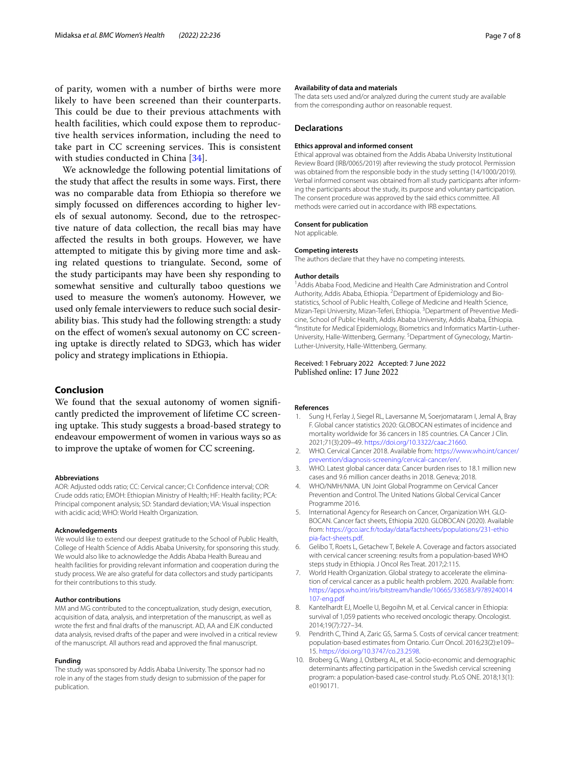of parity, women with a number of births were more likely to have been screened than their counterparts. This could be due to their previous attachments with health facilities, which could expose them to reproductive health services information, including the need to take part in CC screening services. This is consistent with studies conducted in China [34].

We acknowledge the following potential limitations of the study that affect the results in some ways. First, there was no comparable data from Ethiopia so therefore we simply focussed on differences according to higher levels of sexual autonomy. Second, due to the retrospective nature of data collection, the recall bias may have affected the results in both groups. However, we have attempted to mitigate this by giving more time and asking related questions to triangulate. Second, some of the study participants may have been shy responding to somewhat sensitive and culturally taboo questions we used to measure the women's autonomy. However, we used only female interviewers to reduce such social desirability bias. This study had the following strength: a study on the effect of women's sexual autonomy on CC screening uptake is directly related to SDG3, which has wider policy and strategy implications in Ethiopia.

## Conclusion

We found that the sexual autonomy of women significantly predicted the improvement of lifetime CC screening uptake. This study suggests a broad-based strategy to endeavour empowerment of women in various ways so as to improve the uptake of women for CC screening.

#### Abbreviations

AOR: Adjusted odds ratio; CC: Cervical cancer; CI: Confidence interval; COR: Crude odds ratio; EMOH: Ethiopian Ministry of Health; HF: Health facility; PCA: Principal component analysis; SD: Standard deviation; VIA: Visual inspection with acidic acid; WHO: World Health Organization.

#### Acknowledgements

We would like to extend our deepest gratitude to the School of Public Health, College of Health Science of Addis Ababa University, for sponsoring this study. We would also like to acknowledge the Addis Ababa Health Bureau and health facilities for providing relevant information and cooperation during the study process. We are also grateful for data collectors and study participants for their contributions to this study.

#### Author contributions

MM and MG contributed to the conceptualization, study design, execution, acquisition of data, analysis, and interpretation of the manuscript, as well as wrote the first and final drafts of the manuscript. AD, AA and EJK conducted data analysis, revised drafts of the paper and were involved in a critical review of the manuscript. All authors read and approved the final manuscript.

#### Funding

The study was sponsored by Addis Ababa University. The sponsor had no role in any of the stages from study design to submission of the paper for publication.

#### Availability of data and materials

The data sets used and/or analyzed during the current study are available from the corresponding author on reasonable request.

### Declarations

#### Ethics approval and informed consent

Ethical approval was obtained from the Addis Ababa University Institutional Review Board (IRB/0065/2019) after reviewing the study protocol. Permission was obtained from the responsible body in the study setting (14/1000/2019). Verbal informed consent was obtained from all study participants after informing the participants about the study, its purpose and voluntary participation. The consent procedure was approved by the said ethics committee. All methods were carried out in accordance with IRB expectations.

#### Consent for publication

Not applicable.

#### Competing interests

The authors declare that they have no competing interests.

#### Author details

[1]Addis Ababa Food, Medicine and Health Care Administration and Control Authority, Addis Ababa, Ethiopia. [2]Department of Epidemiology and Biostatistics, School of Public Health, College of Medicine and Health Science, Mizan-Tepi University, Mizan-Teferi, Ethiopia. [3]Department of Preventive Medicine, School of Public Health, Addis Ababa University, Addis Ababa, Ethiopia. [4]Institute for Medical Epidemiology, Biometrics and Informatics Martin-Luther-University, Halle-Wittenberg, Germany. [5]Department of Gynecology, Martin-Luther-University, Halle-Wittenberg, Germany.

Received: 1 February 2022 Accepted: 7 June 2022
Published online: 17 June 2022

#### References

1. Sung H, Ferlay J, Siegel RL, Laversanne M, Soerjomataram I, Jemal A, Bray F. Global cancer statistics 2020: GLOBOCAN estimates of incidence and mortality worldwide for 36 cancers in 185 countries. CA Cancer J Clin. 2021;71(3):209–49. https://doi.org/10.3322/caac.21660.
2. WHO. Cervical Cancer 2018. Available from: https://www.who.int/cancer/prevention/diagnosis-screening/cervical-cancer/en/.
3. WHO. Latest global cancer data: Cancer burden rises to 18.1 million new cases and 9.6 million cancer deaths in 2018. Geneva; 2018.
4. WHO/NMH/NMA. UN Joint Global Programme on Cervical Cancer Prevention and Control. The United Nations Global Cervical Cancer Programme 2016.
5. International Agency for Research on Cancer, Organization WH. GLOBOCAN. Cancer fact sheets, Ethiopia 2020. GLOBOCAN (2020). Available from: https://gco.iarc.fr/today/data/factsheets/populations/231-ethiopia-fact-sheets.pdf.
6. Gelibo T, Roets L, Getachew T, Bekele A. Coverage and factors associated with cervical cancer screening: results from a population-based WHO steps study in Ethiopia. J Oncol Res Treat. 2017;2:115.
7. World Health Organization. Global strategy to accelerate the elimination of cervical cancer as a public health problem. 2020. Available from: https://apps.who.int/iris/bitstream/handle/10665/336583/9789240014107-eng.pdf
8. Kantelhardt EJ, Moelle U, Begoihn M, et al. Cervical cancer in Ethiopia: survival of 1,059 patients who received oncologic therapy. Oncologist. 2014;19(7):727–34.
9. Pendrith C, Thind A, Zaric GS, Sarma S. Costs of cervical cancer treatment: population-based estimates from Ontario. Curr Oncol. 2016;23(2):e109–15. https://doi.org/10.3747/co.23.2598.
10. Broberg G, Wang J, Ostberg AL, et al. Socio-economic and demographic determinants affecting participation in the Swedish cervical screening program: a population-based case-control study. PLoS ONE. 2018;13(1):e0190171.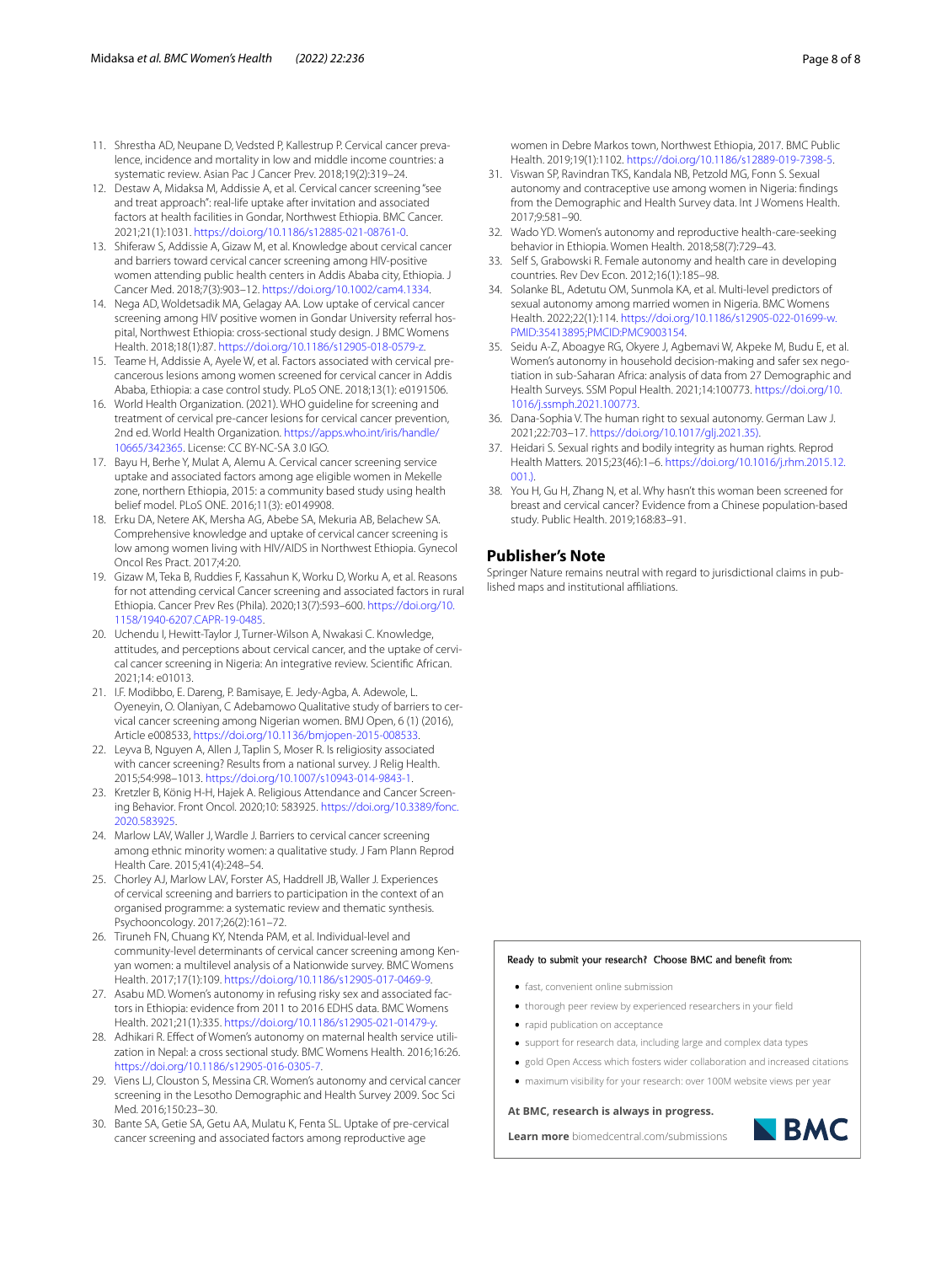11. Shrestha AD, Neupane D, Vedsted P, Kallestrup P. Cervical cancer prevalence, incidence and mortality in low and middle income countries: a systematic review. Asian Pac J Cancer Prev. 2018;19(2):319–24.
12. Destaw A, Midaksa M, Addissie A, et al. Cervical cancer screening "see and treat approach": real-life uptake after invitation and associated factors at health facilities in Gondar, Northwest Ethiopia. BMC Cancer. 2021;21(1):1031. https://doi.org/10.1186/s12885-021-08761-0.
13. Shiferaw S, Addissie A, Gizaw M, et al. Knowledge about cervical cancer and barriers toward cervical cancer screening among HIV-positive women attending public health centers in Addis Ababa city, Ethiopia. J Cancer Med. 2018;7(3):903–12. https://doi.org/10.1002/cam4.1334.
14. Nega AD, Woldetsadik MA, Gelagay AA. Low uptake of cervical cancer screening among HIV positive women in Gondar University referral hospital, Northwest Ethiopia: cross-sectional study design. J BMC Womens Health. 2018;18(1):87. https://doi.org/10.1186/s12905-018-0579-z.
15. Teame H, Addissie A, Ayele W, et al. Factors associated with cervical precancerous lesions among women screened for cervical cancer in Addis Ababa, Ethiopia: a case control study. PLoS ONE. 2018;13(1): e0191506.
16. World Health Organization. (2021). WHO guideline for screening and treatment of cervical pre-cancer lesions for cervical cancer prevention, 2nd ed. World Health Organization. https://apps.who.int/iris/handle/10665/342365. License: CC BY-NC-SA 3.0 IGO.
17. Bayu H, Berhe Y, Mulat A, Alemu A. Cervical cancer screening service uptake and associated factors among age eligible women in Mekelle zone, northern Ethiopia, 2015: a community based study using health belief model. PLoS ONE. 2016;11(3): e0149908.
18. Erku DA, Netere AK, Mersha AG, Abebe SA, Mekuria AB, Belachew SA. Comprehensive knowledge and uptake of cervical cancer screening is low among women living with HIV/AIDS in Northwest Ethiopia. Gynecol Oncol Res Pract. 2017;4:20.
19. Gizaw M, Teka B, Ruddies F, Kassahun K, Worku D, Worku A, et al. Reasons for not attending cervical Cancer screening and associated factors in rural Ethiopia. Cancer Prev Res (Phila). 2020;13(7):593–600. https://doi.org/10.1158/1940-6207.CAPR-19-0485.
20. Uchendu I, Hewitt-Taylor J, Turner-Wilson A, Nwakasi C. Knowledge, attitudes, and perceptions about cervical cancer, and the uptake of cervical cancer screening in Nigeria: An integrative review. Scientific African. 2021;14: e01013.
21. I.F. Modibbo, E. Dareng, P. Bamisaye, E. Jedy-Agba, A. Adewole, L. Oyeneyin, O. Olaniyan, C Adebamowo Qualitative study of barriers to cervical cancer screening among Nigerian women. BMJ Open, 6 (1) (2016), Article e008533, https://doi.org/10.1136/bmjopen-2015-008533.
22. Leyva B, Nguyen A, Allen J, Taplin S, Moser R. Is religiosity associated with cancer screening? Results from a national survey. J Relig Health. 2015;54:998–1013. https://doi.org/10.1007/s10943-014-9843-1.
23. Kretzler B, König H-H, Hajek A. Religious Attendance and Cancer Screening Behavior. Front Oncol. 2020;10: 583925. https://doi.org/10.3389/fonc.2020.583925.
24. Marlow LAV, Waller J, Wardle J. Barriers to cervical cancer screening among ethnic minority women: a qualitative study. J Fam Plann Reprod Health Care. 2015;41(4):248–54.
25. Chorley AJ, Marlow LAV, Forster AS, Haddrell JB, Waller J. Experiences of cervical screening and barriers to participation in the context of an organised programme: a systematic review and thematic synthesis. Psychooncology. 2017;26(2):161–72.
26. Tiruneh FN, Chuang KY, Ntenda PAM, et al. Individual-level and community-level determinants of cervical cancer screening among Kenyan women: a multilevel analysis of a Nationwide survey. BMC Womens Health. 2017;17(1):109. https://doi.org/10.1186/s12905-017-0469-9.
27. Asabu MD. Women's autonomy in refusing risky sex and associated factors in Ethiopia: evidence from 2011 to 2016 EDHS data. BMC Womens Health. 2021;21(1):335. https://doi.org/10.1186/s12905-021-01479-y.
28. Adhikari R. Effect of Women's autonomy on maternal health service utilization in Nepal: a cross sectional study. BMC Womens Health. 2016;16:26. https://doi.org/10.1186/s12905-016-0305-7.
29. Viens LJ, Clouston S, Messina CR. Women's autonomy and cervical cancer screening in the Lesotho Demographic and Health Survey 2009. Soc Sci Med. 2016;150:23–30.
30. Bante SA, Getie SA, Getu AA, Mulatu K, Fenta SL. Uptake of pre-cervical cancer screening and associated factors among reproductive age women in Debre Markos town, Northwest Ethiopia, 2017. BMC Public Health. 2019;19(1):1102. https://doi.org/10.1186/s12889-019-7398-5.
31. Viswan SP, Ravindran TKS, Kandala NB, Petzold MG, Fonn S. Sexual autonomy and contraceptive use among women in Nigeria: findings from the Demographic and Health Survey data. Int J Womens Health. 2017;9:581–90.
32. Wado YD. Women's autonomy and reproductive health-care-seeking behavior in Ethiopia. Women Health. 2018;58(7):729–43.
33. Self S, Grabowski R. Female autonomy and health care in developing countries. Rev Dev Econ. 2012;16(1):185–98.
34. Solanke BL, Adetutu OM, Sunmola KA, et al. Multi-level predictors of sexual autonomy among married women in Nigeria. BMC Womens Health. 2022;22(1):114. https://doi.org/10.1186/s12905-022-01699-w. PMID:35413895;PMCID:PMC9003154.
35. Seidu A-Z, Aboagye RG, Okyere J, Agbemavi W, Akpeke M, Budu E, et al. Women's autonomy in household decision-making and safer sex negotiation in sub-Saharan Africa: analysis of data from 27 Demographic and Health Surveys. SSM Popul Health. 2021;14:100773. https://doi.org/10.1016/j.ssmph.2021.100773.
36. Dana-Sophia V. The human right to sexual autonomy. German Law J. 2021;22:703–17. https://doi.org/10.1017/glj.2021.35).
37. Heidari S. Sexual rights and bodily integrity as human rights. Reprod Health Matters. 2015;23(46):1–6. https://doi.org/10.1016/j.rhm.2015.12.001.).
38. You H, Gu H, Zhang N, et al. Why hasn't this woman been screened for breast and cervical cancer? Evidence from a Chinese population-based study. Public Health. 2019;168:83–91.

## Publisher's Note

Springer Nature remains neutral with regard to jurisdictional claims in published maps and institutional affiliations.

Ready to submit your research? Choose BMC and benefit from:

- fast, convenient online submission
- thorough peer review by experienced researchers in your field
- rapid publication on acceptance
- support for research data, including large and complex data types
- gold Open Access which fosters wider collaboration and increased citations
- maximum visibility for your research: over 100M website views per year

**At BMC, research is always in progress.**

**Learn more** biomedcentral.com/submissions

BMC